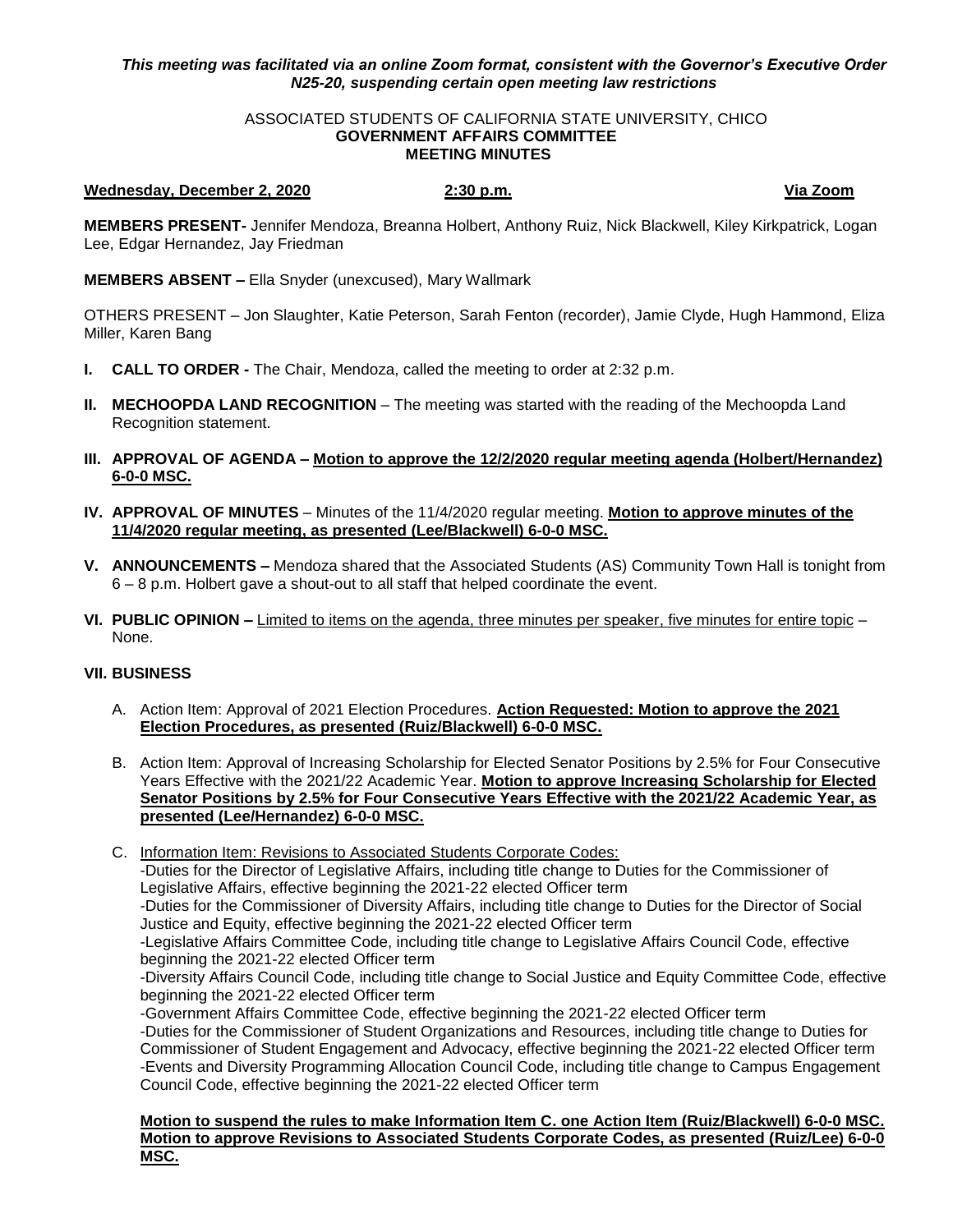***This meeting was facilitated via an online Zoom format, consistent with the Governor's Executive Order N25-20, suspending certain open meeting law restrictions***

ASSOCIATED STUDENTS OF CALIFORNIA STATE UNIVERSITY, CHICO
**GOVERNMENT AFFAIRS COMMITTEE**
**MEETING MINUTES**

**Wednesday, December 2, 2020** **2:30 p.m.** **Via Zoom**

**MEMBERS PRESENT-** Jennifer Mendoza, Breanna Holbert, Anthony Ruiz, Nick Blackwell, Kiley Kirkpatrick, Logan Lee, Edgar Hernandez, Jay Friedman

**MEMBERS ABSENT –** Ella Snyder (unexcused), Mary Wallmark

OTHERS PRESENT – Jon Slaughter, Katie Peterson, Sarah Fenton (recorder), Jamie Clyde, Hugh Hammond, Eliza Miller, Karen Bang

**I. CALL TO ORDER -** The Chair, Mendoza, called the meeting to order at 2:32 p.m.

**II. MECHOOPDA LAND RECOGNITION** – The meeting was started with the reading of the Mechoopda Land Recognition statement.

**III. APPROVAL OF AGENDA – Motion to approve the 12/2/2020 regular meeting agenda (Holbert/Hernandez) 6-0-0 MSC.**

**IV. APPROVAL OF MINUTES** – Minutes of the 11/4/2020 regular meeting. **Motion to approve minutes of the 11/4/2020 regular meeting, as presented (Lee/Blackwell) 6-0-0 MSC.**

**V. ANNOUNCEMENTS –** Mendoza shared that the Associated Students (AS) Community Town Hall is tonight from 6 – 8 p.m. Holbert gave a shout-out to all staff that helped coordinate the event.

**VI. PUBLIC OPINION –** Limited to items on the agenda, three minutes per speaker, five minutes for entire topic – None.

**VII. BUSINESS**

A. Action Item: Approval of 2021 Election Procedures. **Action Requested: Motion to approve the 2021 Election Procedures, as presented (Ruiz/Blackwell) 6-0-0 MSC.**

B. Action Item: Approval of Increasing Scholarship for Elected Senator Positions by 2.5% for Four Consecutive Years Effective with the 2021/22 Academic Year. **Motion to approve Increasing Scholarship for Elected Senator Positions by 2.5% for Four Consecutive Years Effective with the 2021/22 Academic Year, as presented (Lee/Hernandez) 6-0-0 MSC.**

C. Information Item: Revisions to Associated Students Corporate Codes:
-Duties for the Director of Legislative Affairs, including title change to Duties for the Commissioner of Legislative Affairs, effective beginning the 2021-22 elected Officer term
-Duties for the Commissioner of Diversity Affairs, including title change to Duties for the Director of Social Justice and Equity, effective beginning the 2021-22 elected Officer term
-Legislative Affairs Committee Code, including title change to Legislative Affairs Council Code, effective beginning the 2021-22 elected Officer term
-Diversity Affairs Council Code, including title change to Social Justice and Equity Committee Code, effective beginning the 2021-22 elected Officer term
-Government Affairs Committee Code, effective beginning the 2021-22 elected Officer term
-Duties for the Commissioner of Student Organizations and Resources, including title change to Duties for Commissioner of Student Engagement and Advocacy, effective beginning the 2021-22 elected Officer term
-Events and Diversity Programming Allocation Council Code, including title change to Campus Engagement Council Code, effective beginning the 2021-22 elected Officer term

**Motion to suspend the rules to make Information Item C. one Action Item (Ruiz/Blackwell) 6-0-0 MSC. Motion to approve Revisions to Associated Students Corporate Codes, as presented (Ruiz/Lee) 6-0-0 MSC.**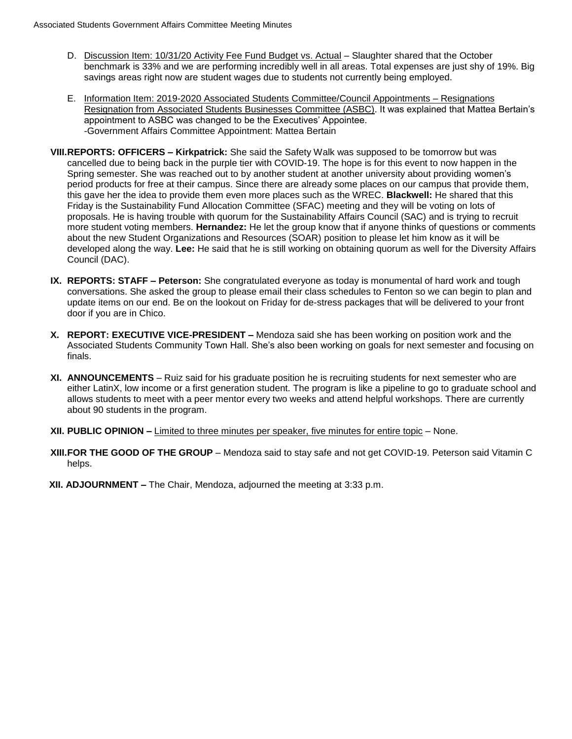D. Discussion Item: 10/31/20 Activity Fee Fund Budget vs. Actual – Slaughter shared that the October benchmark is 33% and we are performing incredibly well in all areas. Total expenses are just shy of 19%. Big savings areas right now are student wages due to students not currently being employed.

E. Information Item: 2019-2020 Associated Students Committee/Council Appointments – Resignations Resignation from Associated Students Businesses Committee (ASBC). It was explained that Mattea Bertain's appointment to ASBC was changed to be the Executives' Appointee.
-Government Affairs Committee Appointment: Mattea Bertain

**VIII. REPORTS: OFFICERS – Kirkpatrick:** She said the Safety Walk was supposed to be tomorrow but was cancelled due to being back in the purple tier with COVID-19. The hope is for this event to now happen in the Spring semester. She was reached out to by another student at another university about providing women's period products for free at their campus. Since there are already some places on our campus that provide them, this gave her the idea to provide them even more places such as the WREC. **Blackwell:** He shared that this Friday is the Sustainability Fund Allocation Committee (SFAC) meeting and they will be voting on lots of proposals. He is having trouble with quorum for the Sustainability Affairs Council (SAC) and is trying to recruit more student voting members. **Hernandez:** He let the group know that if anyone thinks of questions or comments about the new Student Organizations and Resources (SOAR) position to please let him know as it will be developed along the way. **Lee:** He said that he is still working on obtaining quorum as well for the Diversity Affairs Council (DAC).

**IX. REPORTS: STAFF – Peterson:** She congratulated everyone as today is monumental of hard work and tough conversations. She asked the group to please email their class schedules to Fenton so we can begin to plan and update items on our end. Be on the lookout on Friday for de-stress packages that will be delivered to your front door if you are in Chico.

**X. REPORT: EXECUTIVE VICE-PRESIDENT –** Mendoza said she has been working on position work and the Associated Students Community Town Hall. She's also been working on goals for next semester and focusing on finals.

**XI. ANNOUNCEMENTS** – Ruiz said for his graduate position he is recruiting students for next semester who are either LatinX, low income or a first generation student. The program is like a pipeline to go to graduate school and allows students to meet with a peer mentor every two weeks and attend helpful workshops. There are currently about 90 students in the program.

**XII. PUBLIC OPINION –** Limited to three minutes per speaker, five minutes for entire topic – None.

**XIII. FOR THE GOOD OF THE GROUP** – Mendoza said to stay safe and not get COVID-19. Peterson said Vitamin C helps.

**XII. ADJOURNMENT –** The Chair, Mendoza, adjourned the meeting at 3:33 p.m.